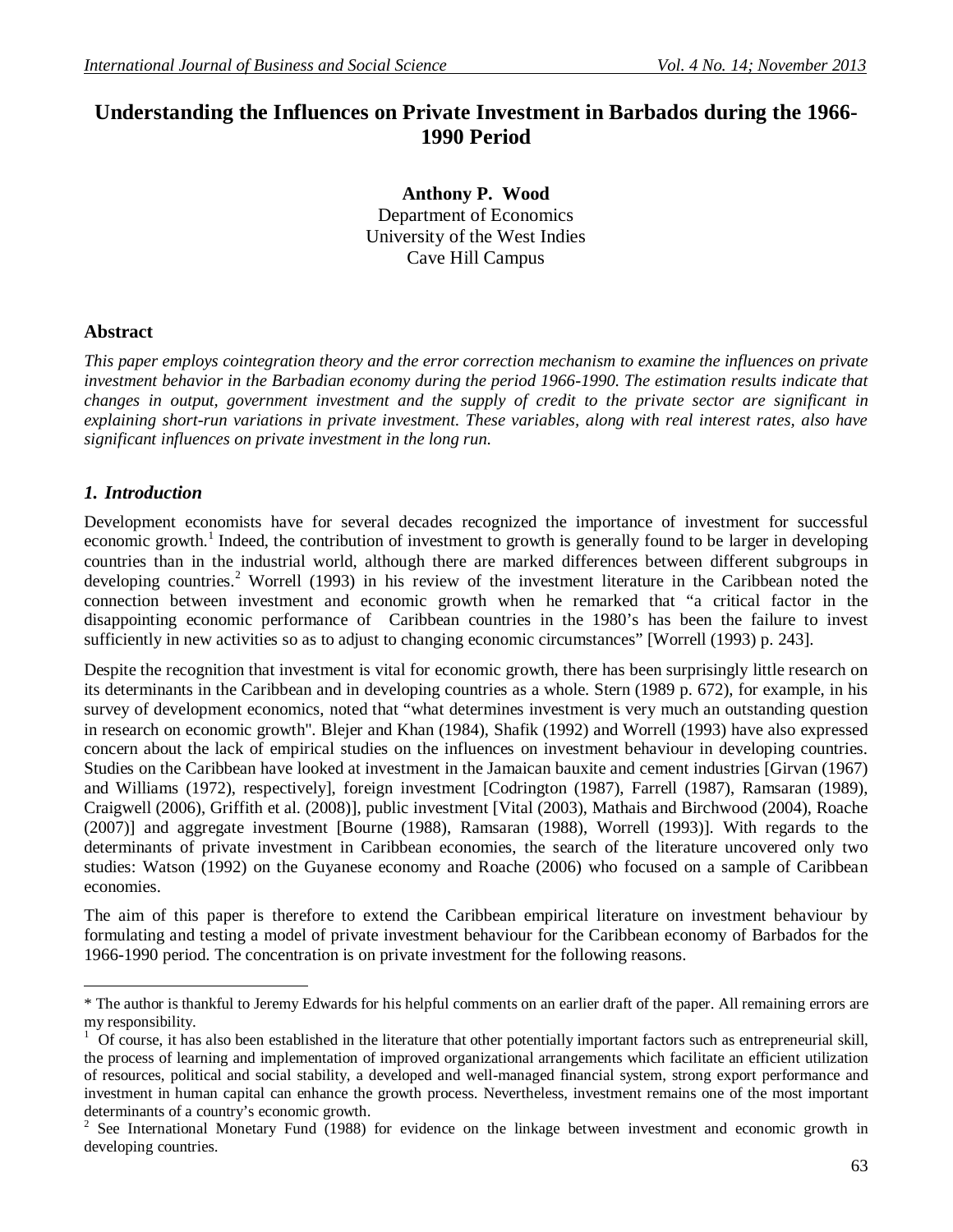# Understanding the Influences on Private Investment in Barbados during the 1966-1990 Period

**Anthony P. Wood**
Department of Economics
University of the West Indies
Cave Hill Campus

## Abstract

*This paper employs cointegration theory and the error correction mechanism to examine the influences on private investment behavior in the Barbadian economy during the period 1966-1990. The estimation results indicate that changes in output, government investment and the supply of credit to the private sector are significant in explaining short-run variations in private investment. These variables, along with real interest rates, also have significant influences on private investment in the long run.*

## *1. Introduction*

Development economists have for several decades recognized the importance of investment for successful economic growth.[1] Indeed, the contribution of investment to growth is generally found to be larger in developing countries than in the industrial world, although there are marked differences between different subgroups in developing countries.[2] Worrell (1993) in his review of the investment literature in the Caribbean noted the connection between investment and economic growth when he remarked that "a critical factor in the disappointing economic performance of Caribbean countries in the 1980's has been the failure to invest sufficiently in new activities so as to adjust to changing economic circumstances" [Worrell (1993) p. 243].

Despite the recognition that investment is vital for economic growth, there has been surprisingly little research on its determinants in the Caribbean and in developing countries as a whole. Stern (1989 p. 672), for example, in his survey of development economics, noted that "what determines investment is very much an outstanding question in research on economic growth". Blejer and Khan (1984), Shafik (1992) and Worrell (1993) have also expressed concern about the lack of empirical studies on the influences on investment behaviour in developing countries. Studies on the Caribbean have looked at investment in the Jamaican bauxite and cement industries [Girvan (1967) and Williams (1972), respectively], foreign investment [Codrington (1987), Farrell (1987), Ramsaran (1989), Craigwell (2006), Griffith et al. (2008)], public investment [Vital (2003), Mathais and Birchwood (2004), Roache (2007)] and aggregate investment [Bourne (1988), Ramsaran (1988), Worrell (1993)]. With regards to the determinants of private investment in Caribbean economies, the search of the literature uncovered only two studies: Watson (1992) on the Guyanese economy and Roache (2006) who focused on a sample of Caribbean economies.

The aim of this paper is therefore to extend the Caribbean empirical literature on investment behaviour by formulating and testing a model of private investment behaviour for the Caribbean economy of Barbados for the 1966-1990 period. The concentration is on private investment for the following reasons.

---

\* The author is thankful to Jeremy Edwards for his helpful comments on an earlier draft of the paper. All remaining errors are my responsibility.

[1] Of course, it has also been established in the literature that other potentially important factors such as entrepreneurial skill, the process of learning and implementation of improved organizational arrangements which facilitate an efficient utilization of resources, political and social stability, a developed and well-managed financial system, strong export performance and investment in human capital can enhance the growth process. Nevertheless, investment remains one of the most important determinants of a country's economic growth.

[2] See International Monetary Fund (1988) for evidence on the linkage between investment and economic growth in developing countries.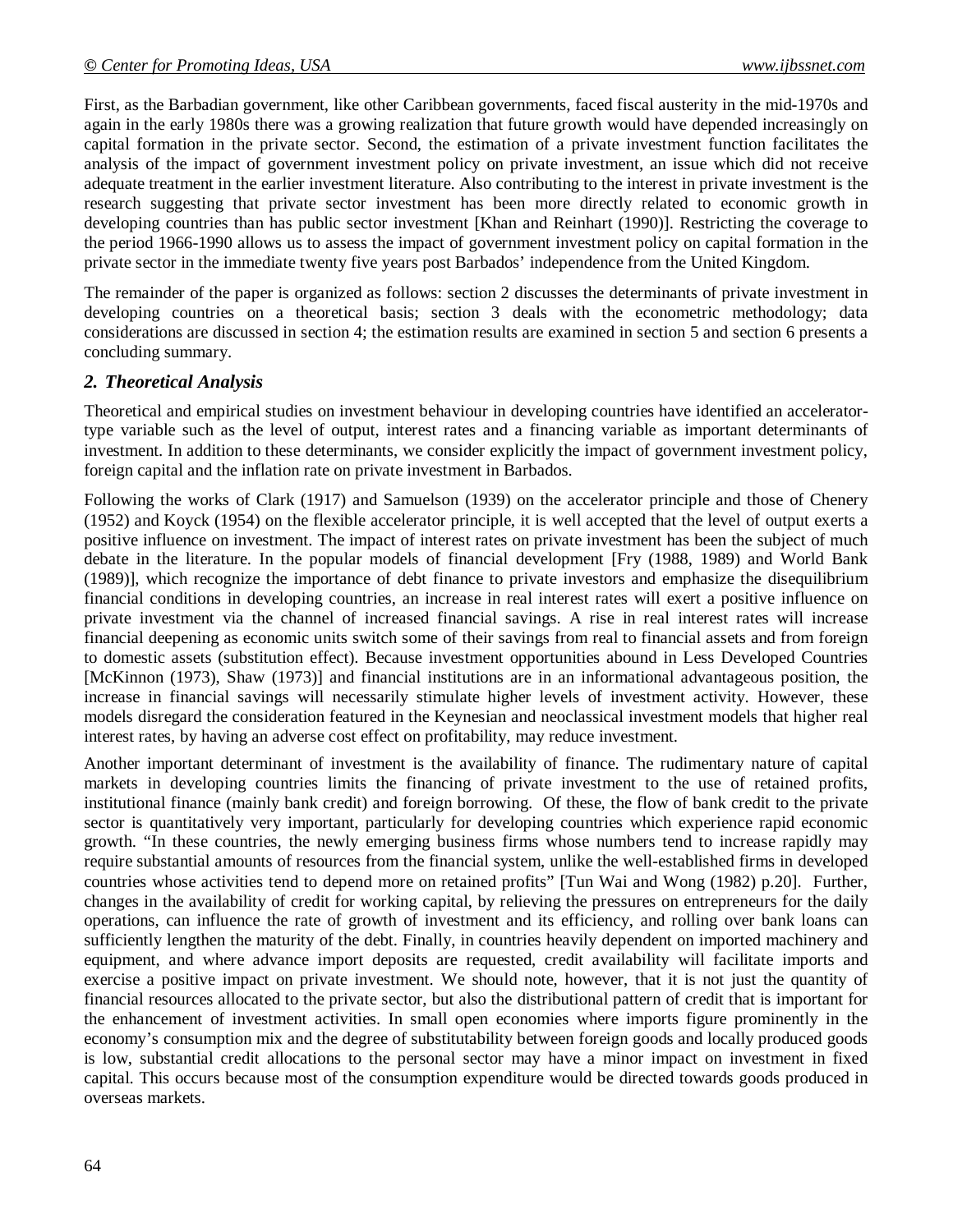First, as the Barbadian government, like other Caribbean governments, faced fiscal austerity in the mid-1970s and again in the early 1980s there was a growing realization that future growth would have depended increasingly on capital formation in the private sector. Second, the estimation of a private investment function facilitates the analysis of the impact of government investment policy on private investment, an issue which did not receive adequate treatment in the earlier investment literature. Also contributing to the interest in private investment is the research suggesting that private sector investment has been more directly related to economic growth in developing countries than has public sector investment [Khan and Reinhart (1990)]. Restricting the coverage to the period 1966-1990 allows us to assess the impact of government investment policy on capital formation in the private sector in the immediate twenty five years post Barbados' independence from the United Kingdom.

The remainder of the paper is organized as follows: section 2 discusses the determinants of private investment in developing countries on a theoretical basis; section 3 deals with the econometric methodology; data considerations are discussed in section 4; the estimation results are examined in section 5 and section 6 presents a concluding summary.

## *2. Theoretical Analysis*

Theoretical and empirical studies on investment behaviour in developing countries have identified an accelerator-type variable such as the level of output, interest rates and a financing variable as important determinants of investment. In addition to these determinants, we consider explicitly the impact of government investment policy, foreign capital and the inflation rate on private investment in Barbados.

Following the works of Clark (1917) and Samuelson (1939) on the accelerator principle and those of Chenery (1952) and Koyck (1954) on the flexible accelerator principle, it is well accepted that the level of output exerts a positive influence on investment. The impact of interest rates on private investment has been the subject of much debate in the literature. In the popular models of financial development [Fry (1988, 1989) and World Bank (1989)], which recognize the importance of debt finance to private investors and emphasize the disequilibrium financial conditions in developing countries, an increase in real interest rates will exert a positive influence on private investment via the channel of increased financial savings. A rise in real interest rates will increase financial deepening as economic units switch some of their savings from real to financial assets and from foreign to domestic assets (substitution effect). Because investment opportunities abound in Less Developed Countries [McKinnon (1973), Shaw (1973)] and financial institutions are in an informational advantageous position, the increase in financial savings will necessarily stimulate higher levels of investment activity. However, these models disregard the consideration featured in the Keynesian and neoclassical investment models that higher real interest rates, by having an adverse cost effect on profitability, may reduce investment.

Another important determinant of investment is the availability of finance. The rudimentary nature of capital markets in developing countries limits the financing of private investment to the use of retained profits, institutional finance (mainly bank credit) and foreign borrowing. Of these, the flow of bank credit to the private sector is quantitatively very important, particularly for developing countries which experience rapid economic growth. "In these countries, the newly emerging business firms whose numbers tend to increase rapidly may require substantial amounts of resources from the financial system, unlike the well-established firms in developed countries whose activities tend to depend more on retained profits" [Tun Wai and Wong (1982) p.20]. Further, changes in the availability of credit for working capital, by relieving the pressures on entrepreneurs for the daily operations, can influence the rate of growth of investment and its efficiency, and rolling over bank loans can sufficiently lengthen the maturity of the debt. Finally, in countries heavily dependent on imported machinery and equipment, and where advance import deposits are requested, credit availability will facilitate imports and exercise a positive impact on private investment. We should note, however, that it is not just the quantity of financial resources allocated to the private sector, but also the distributional pattern of credit that is important for the enhancement of investment activities. In small open economies where imports figure prominently in the economy's consumption mix and the degree of substitutability between foreign goods and locally produced goods is low, substantial credit allocations to the personal sector may have a minor impact on investment in fixed capital. This occurs because most of the consumption expenditure would be directed towards goods produced in overseas markets.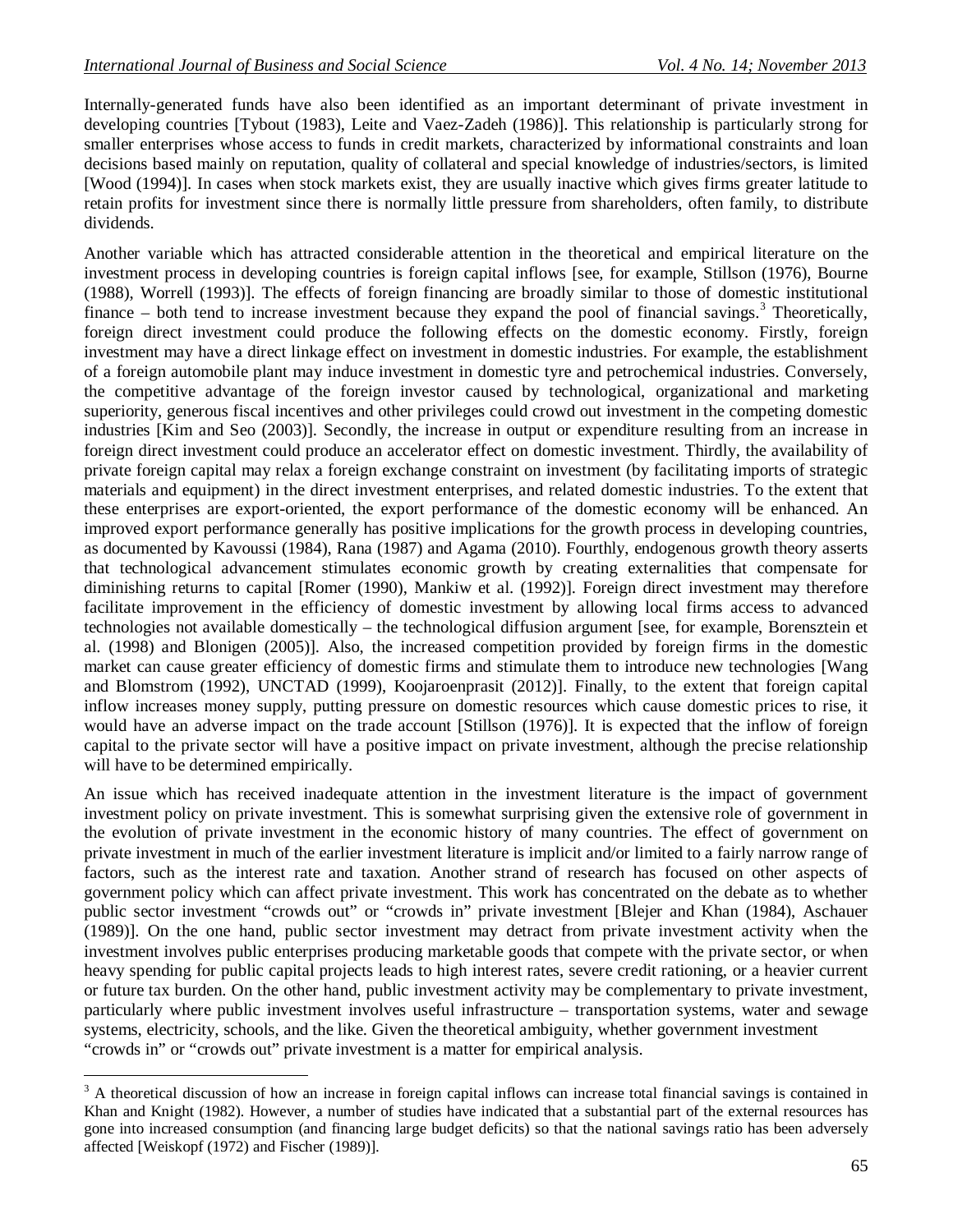Internally-generated funds have also been identified as an important determinant of private investment in developing countries [Tybout (1983), Leite and Vaez-Zadeh (1986)]. This relationship is particularly strong for smaller enterprises whose access to funds in credit markets, characterized by informational constraints and loan decisions based mainly on reputation, quality of collateral and special knowledge of industries/sectors, is limited [Wood (1994)]. In cases when stock markets exist, they are usually inactive which gives firms greater latitude to retain profits for investment since there is normally little pressure from shareholders, often family, to distribute dividends.

Another variable which has attracted considerable attention in the theoretical and empirical literature on the investment process in developing countries is foreign capital inflows [see, for example, Stillson (1976), Bourne (1988), Worrell (1993)]. The effects of foreign financing are broadly similar to those of domestic institutional finance – both tend to increase investment because they expand the pool of financial savings.[3] Theoretically, foreign direct investment could produce the following effects on the domestic economy. Firstly, foreign investment may have a direct linkage effect on investment in domestic industries. For example, the establishment of a foreign automobile plant may induce investment in domestic tyre and petrochemical industries. Conversely, the competitive advantage of the foreign investor caused by technological, organizational and marketing superiority, generous fiscal incentives and other privileges could crowd out investment in the competing domestic industries [Kim and Seo (2003)]. Secondly, the increase in output or expenditure resulting from an increase in foreign direct investment could produce an accelerator effect on domestic investment. Thirdly, the availability of private foreign capital may relax a foreign exchange constraint on investment (by facilitating imports of strategic materials and equipment) in the direct investment enterprises, and related domestic industries. To the extent that these enterprises are export-oriented, the export performance of the domestic economy will be enhanced. An improved export performance generally has positive implications for the growth process in developing countries, as documented by Kavoussi (1984), Rana (1987) and Agama (2010). Fourthly, endogenous growth theory asserts that technological advancement stimulates economic growth by creating externalities that compensate for diminishing returns to capital [Romer (1990), Mankiw et al. (1992)]. Foreign direct investment may therefore facilitate improvement in the efficiency of domestic investment by allowing local firms access to advanced technologies not available domestically – the technological diffusion argument [see, for example, Borensztein et al. (1998) and Blonigen (2005)]. Also, the increased competition provided by foreign firms in the domestic market can cause greater efficiency of domestic firms and stimulate them to introduce new technologies [Wang and Blomstrom (1992), UNCTAD (1999), Koojaroenprasit (2012)]. Finally, to the extent that foreign capital inflow increases money supply, putting pressure on domestic resources which cause domestic prices to rise, it would have an adverse impact on the trade account [Stillson (1976)]. It is expected that the inflow of foreign capital to the private sector will have a positive impact on private investment, although the precise relationship will have to be determined empirically.

An issue which has received inadequate attention in the investment literature is the impact of government investment policy on private investment. This is somewhat surprising given the extensive role of government in the evolution of private investment in the economic history of many countries. The effect of government on private investment in much of the earlier investment literature is implicit and/or limited to a fairly narrow range of factors, such as the interest rate and taxation. Another strand of research has focused on other aspects of government policy which can affect private investment. This work has concentrated on the debate as to whether public sector investment "crowds out" or "crowds in" private investment [Blejer and Khan (1984), Aschauer (1989)]. On the one hand, public sector investment may detract from private investment activity when the investment involves public enterprises producing marketable goods that compete with the private sector, or when heavy spending for public capital projects leads to high interest rates, severe credit rationing, or a heavier current or future tax burden. On the other hand, public investment activity may be complementary to private investment, particularly where public investment involves useful infrastructure – transportation systems, water and sewage systems, electricity, schools, and the like. Given the theoretical ambiguity, whether government investment "crowds in" or "crowds out" private investment is a matter for empirical analysis.

[3] A theoretical discussion of how an increase in foreign capital inflows can increase total financial savings is contained in Khan and Knight (1982). However, a number of studies have indicated that a substantial part of the external resources has gone into increased consumption (and financing large budget deficits) so that the national savings ratio has been adversely affected [Weiskopf (1972) and Fischer (1989)].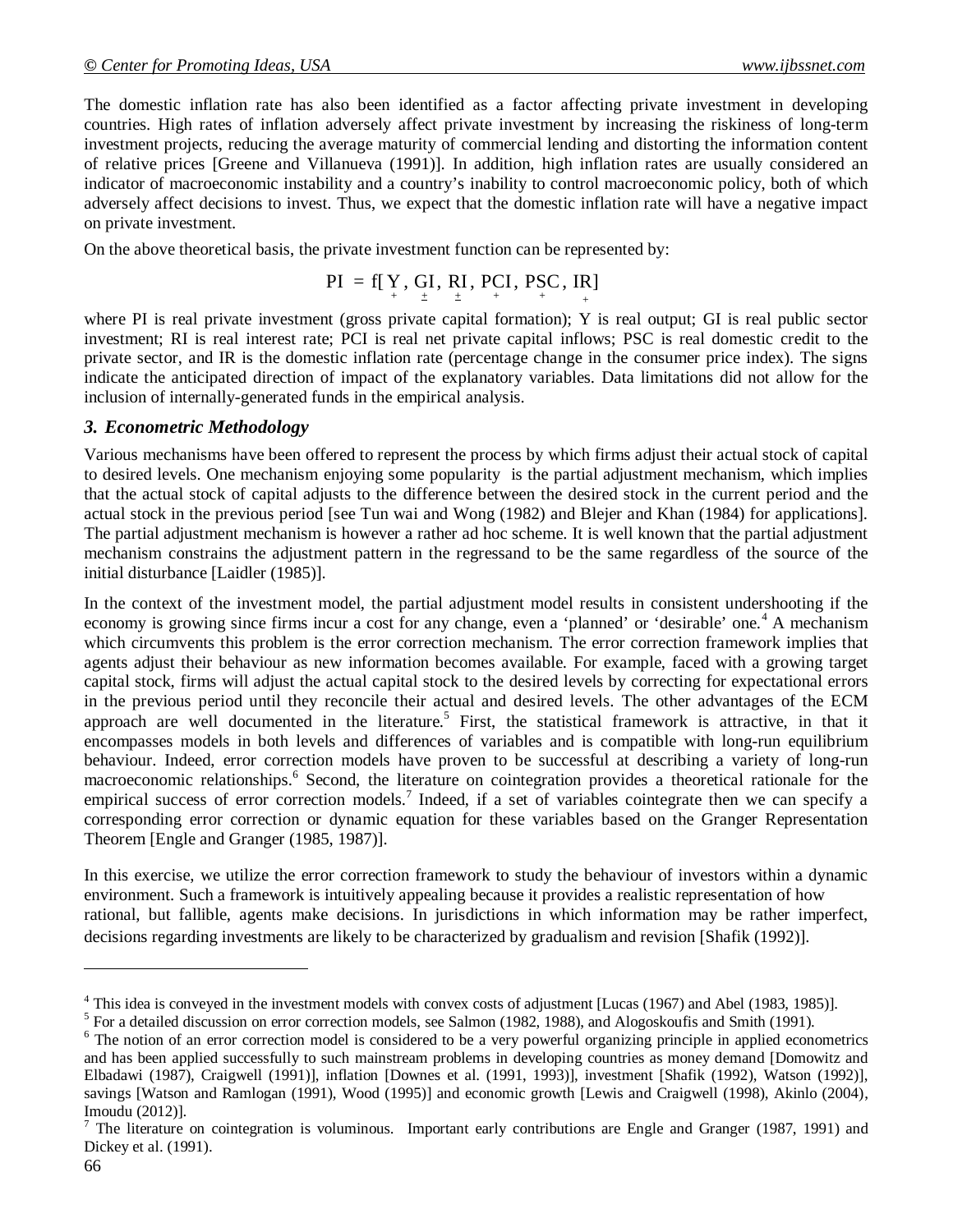The domestic inflation rate has also been identified as a factor affecting private investment in developing countries. High rates of inflation adversely affect private investment by increasing the riskiness of long-term investment projects, reducing the average maturity of commercial lending and distorting the information content of relative prices [Greene and Villanueva (1991)]. In addition, high inflation rates are usually considered an indicator of macroeconomic instability and a country's inability to control macroeconomic policy, both of which adversely affect decisions to invest. Thus, we expect that the domestic inflation rate will have a negative impact on private investment.

On the above theoretical basis, the private investment function can be represented by:

$$PI = f[\underset{+}{Y}, \underset{\pm}{GI}, \underset{\pm}{RI}, \underset{+}{PCI}, \underset{+}{PSC}, \underset{+}{IR}]$$

where PI is real private investment (gross private capital formation); Y is real output; GI is real public sector investment; RI is real interest rate; PCI is real net private capital inflows; PSC is real domestic credit to the private sector, and IR is the domestic inflation rate (percentage change in the consumer price index). The signs indicate the anticipated direction of impact of the explanatory variables. Data limitations did not allow for the inclusion of internally-generated funds in the empirical analysis.

### *3. Econometric Methodology*

Various mechanisms have been offered to represent the process by which firms adjust their actual stock of capital to desired levels. One mechanism enjoying some popularity is the partial adjustment mechanism, which implies that the actual stock of capital adjusts to the difference between the desired stock in the current period and the actual stock in the previous period [see Tun wai and Wong (1982) and Blejer and Khan (1984) for applications]. The partial adjustment mechanism is however a rather ad hoc scheme. It is well known that the partial adjustment mechanism constrains the adjustment pattern in the regressand to be the same regardless of the source of the initial disturbance [Laidler (1985)].

In the context of the investment model, the partial adjustment model results in consistent undershooting if the economy is growing since firms incur a cost for any change, even a 'planned' or 'desirable' one.[4] A mechanism which circumvents this problem is the error correction mechanism. The error correction framework implies that agents adjust their behaviour as new information becomes available. For example, faced with a growing target capital stock, firms will adjust the actual capital stock to the desired levels by correcting for expectational errors in the previous period until they reconcile their actual and desired levels. The other advantages of the ECM approach are well documented in the literature.[5] First, the statistical framework is attractive, in that it encompasses models in both levels and differences of variables and is compatible with long-run equilibrium behaviour. Indeed, error correction models have proven to be successful at describing a variety of long-run macroeconomic relationships.[6] Second, the literature on cointegration provides a theoretical rationale for the empirical success of error correction models.[7] Indeed, if a set of variables cointegrate then we can specify a corresponding error correction or dynamic equation for these variables based on the Granger Representation Theorem [Engle and Granger (1985, 1987)].

In this exercise, we utilize the error correction framework to study the behaviour of investors within a dynamic environment. Such a framework is intuitively appealing because it provides a realistic representation of how rational, but fallible, agents make decisions. In jurisdictions in which information may be rather imperfect, decisions regarding investments are likely to be characterized by gradualism and revision [Shafik (1992)].

---

[4] This idea is conveyed in the investment models with convex costs of adjustment [Lucas (1967) and Abel (1983, 1985)].

[5] For a detailed discussion on error correction models, see Salmon (1982, 1988), and Alogoskoufis and Smith (1991).

[6] The notion of an error correction model is considered to be a very powerful organizing principle in applied econometrics and has been applied successfully to such mainstream problems in developing countries as money demand [Domowitz and Elbadawi (1987), Craigwell (1991)], inflation [Downes et al. (1991, 1993)], investment [Shafik (1992), Watson (1992)], savings [Watson and Ramlogan (1991), Wood (1995)] and economic growth [Lewis and Craigwell (1998), Akinlo (2004), Imoudu (2012)].

[7] The literature on cointegration is voluminous. Important early contributions are Engle and Granger (1987, 1991) and Dickey et al. (1991).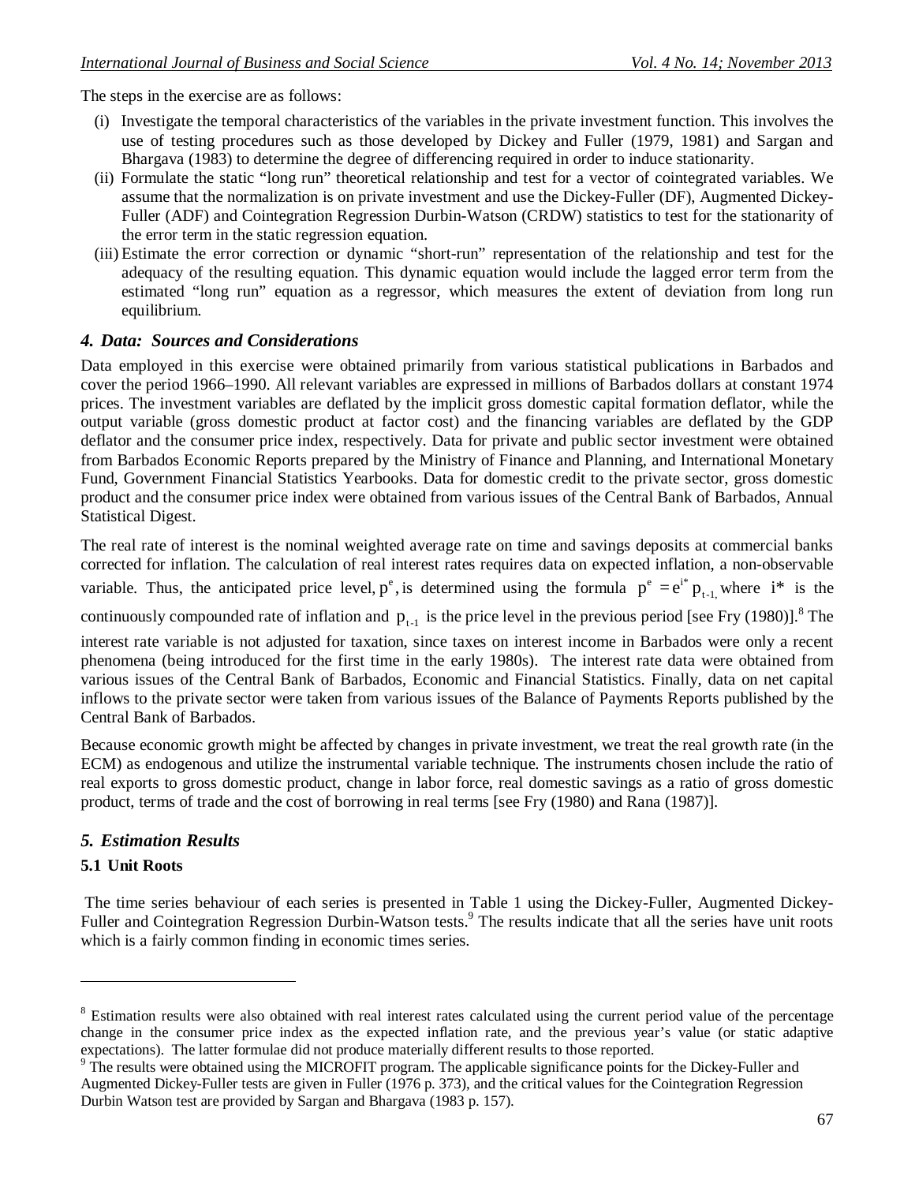The steps in the exercise are as follows:

(i) Investigate the temporal characteristics of the variables in the private investment function. This involves the use of testing procedures such as those developed by Dickey and Fuller (1979, 1981) and Sargan and Bhargava (1983) to determine the degree of differencing required in order to induce stationarity.

(ii) Formulate the static "long run" theoretical relationship and test for a vector of cointegrated variables. We assume that the normalization is on private investment and use the Dickey-Fuller (DF), Augmented Dickey-Fuller (ADF) and Cointegration Regression Durbin-Watson (CRDW) statistics to test for the stationarity of the error term in the static regression equation.

(iii) Estimate the error correction or dynamic "short-run" representation of the relationship and test for the adequacy of the resulting equation. This dynamic equation would include the lagged error term from the estimated "long run" equation as a regressor, which measures the extent of deviation from long run equilibrium.

## *4. Data: Sources and Considerations*

Data employed in this exercise were obtained primarily from various statistical publications in Barbados and cover the period 1966–1990. All relevant variables are expressed in millions of Barbados dollars at constant 1974 prices. The investment variables are deflated by the implicit gross domestic capital formation deflator, while the output variable (gross domestic product at factor cost) and the financing variables are deflated by the GDP deflator and the consumer price index, respectively. Data for private and public sector investment were obtained from Barbados Economic Reports prepared by the Ministry of Finance and Planning, and International Monetary Fund, Government Financial Statistics Yearbooks. Data for domestic credit to the private sector, gross domestic product and the consumer price index were obtained from various issues of the Central Bank of Barbados, Annual Statistical Digest.

The real rate of interest is the nominal weighted average rate on time and savings deposits at commercial banks corrected for inflation. The calculation of real interest rates requires data on expected inflation, a non-observable variable. Thus, the anticipated price level, $p^e$, is determined using the formula $p^e = e^{i^*} p_{t-1,}$ where $i^*$ is the continuously compounded rate of inflation and $p_{t-1}$ is the price level in the previous period [see Fry (1980)].[8] The interest rate variable is not adjusted for taxation, since taxes on interest income in Barbados were only a recent phenomena (being introduced for the first time in the early 1980s). The interest rate data were obtained from various issues of the Central Bank of Barbados, Economic and Financial Statistics. Finally, data on net capital inflows to the private sector were taken from various issues of the Balance of Payments Reports published by the Central Bank of Barbados.

Because economic growth might be affected by changes in private investment, we treat the real growth rate (in the ECM) as endogenous and utilize the instrumental variable technique. The instruments chosen include the ratio of real exports to gross domestic product, change in labor force, real domestic savings as a ratio of gross domestic product, terms of trade and the cost of borrowing in real terms [see Fry (1980) and Rana (1987)].

## *5. Estimation Results*

### 5.1 Unit Roots

The time series behaviour of each series is presented in Table 1 using the Dickey-Fuller, Augmented Dickey-Fuller and Cointegration Regression Durbin-Watson tests.[9] The results indicate that all the series have unit roots which is a fairly common finding in economic times series.

---

[8] Estimation results were also obtained with real interest rates calculated using the current period value of the percentage change in the consumer price index as the expected inflation rate, and the previous year's value (or static adaptive expectations). The latter formulae did not produce materially different results to those reported.

[9] The results were obtained using the MICROFIT program. The applicable significance points for the Dickey-Fuller and Augmented Dickey-Fuller tests are given in Fuller (1976 p. 373), and the critical values for the Cointegration Regression Durbin Watson test are provided by Sargan and Bhargava (1983 p. 157).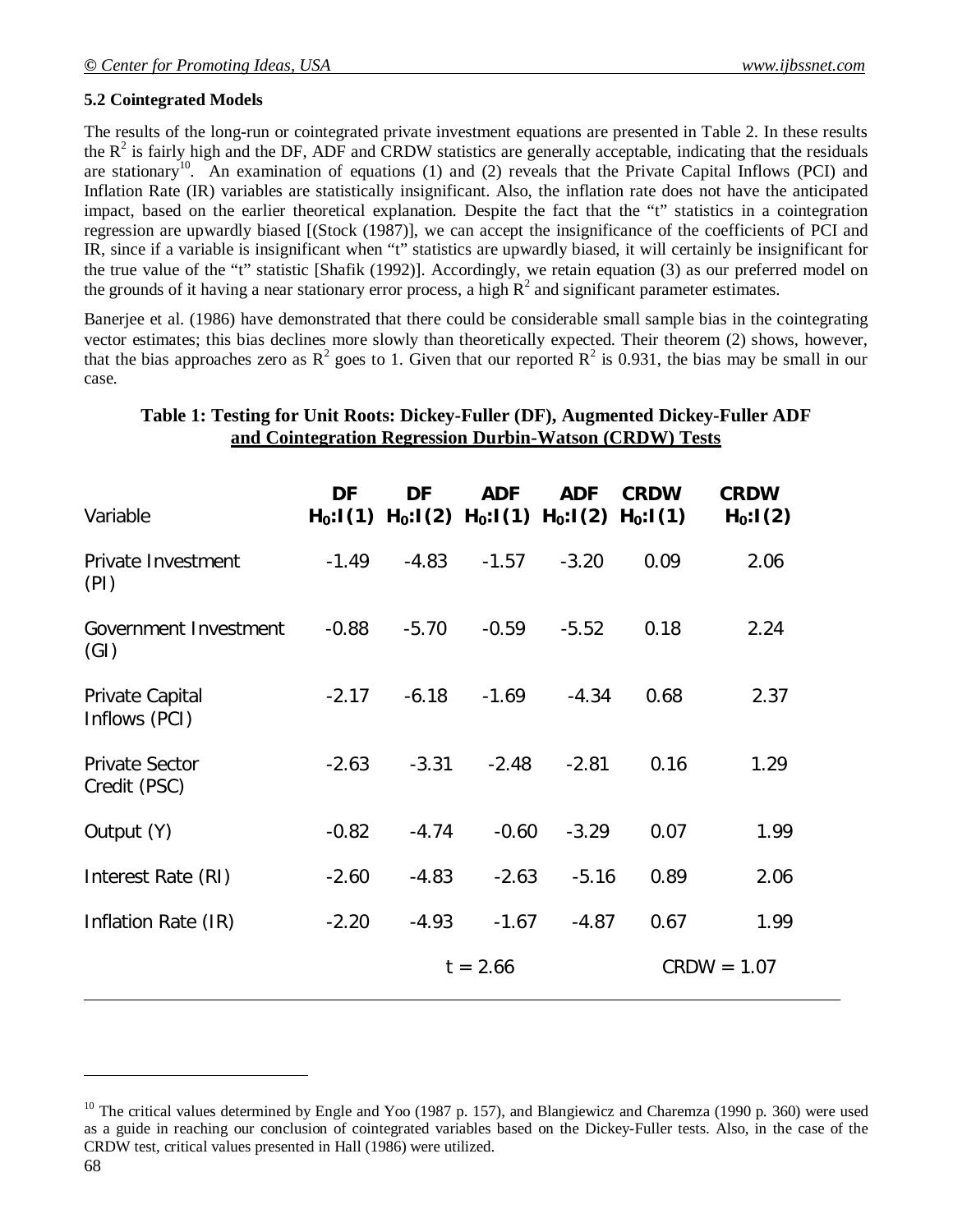### 5.2 Cointegrated Models

The results of the long-run or cointegrated private investment equations are presented in Table 2. In these results the $R^2$ is fairly high and the DF, ADF and CRDW statistics are generally acceptable, indicating that the residuals are stationary[10]. An examination of equations (1) and (2) reveals that the Private Capital Inflows (PCI) and Inflation Rate (IR) variables are statistically insignificant. Also, the inflation rate does not have the anticipated impact, based on the earlier theoretical explanation. Despite the fact that the "t" statistics in a cointegration regression are upwardly biased [(Stock (1987)], we can accept the insignificance of the coefficients of PCI and IR, since if a variable is insignificant when "t" statistics are upwardly biased, it will certainly be insignificant for the true value of the "t" statistic [Shafik (1992)]. Accordingly, we retain equation (3) as our preferred model on the grounds of it having a near stationary error process, a high $R^2$ and significant parameter estimates.

Banerjee et al. (1986) have demonstrated that there could be considerable small sample bias in the cointegrating vector estimates; this bias declines more slowly than theoretically expected. Their theorem (2) shows, however, that the bias approaches zero as $R^2$ goes to 1. Given that our reported $R^2$ is 0.931, the bias may be small in our case.

**Table 1: Testing for Unit Roots: Dickey-Fuller (DF), Augmented Dickey-Fuller ADF and Cointegration Regression Durbin-Watson (CRDW) Tests**

| Variable | DF $H_0$:I(1) | DF $H_0$:I(2) | ADF $H_0$:I(1) | ADF $H_0$:I(2) | CRDW $H_0$:I(1) | CRDW $H_0$:I(2) |
|---|---|---|---|---|---|---|
| Private Investment (PI) | -1.49 | -4.83 | -1.57 | -3.20 | 0.09 | 2.06 |
| Government Investment (GI) | -0.88 | -5.70 | -0.59 | -5.52 | 0.18 | 2.24 |
| Private Capital Inflows (PCI) | -2.17 | -6.18 | -1.69 | -4.34 | 0.68 | 2.37 |
| Private Sector Credit (PSC) | -2.63 | -3.31 | -2.48 | -2.81 | 0.16 | 1.29 |
| Output (Y) | -0.82 | -4.74 | -0.60 | -3.29 | 0.07 | 1.99 |
| Interest Rate (RI) | -2.60 | -4.83 | -2.63 | -5.16 | 0.89 | 2.06 |
| Inflation Rate (IR) | -2.20 | -4.93 | -1.67 | -4.87 | 0.67 | 1.99 |
| | | t = 2.66 | | | CRDW = 1.07 | |

[10] The critical values determined by Engle and Yoo (1987 p. 157), and Blangiewicz and Charemza (1990 p. 360) were used as a guide in reaching our conclusion of cointegrated variables based on the Dickey-Fuller tests. Also, in the case of the CRDW test, critical values presented in Hall (1986) were utilized.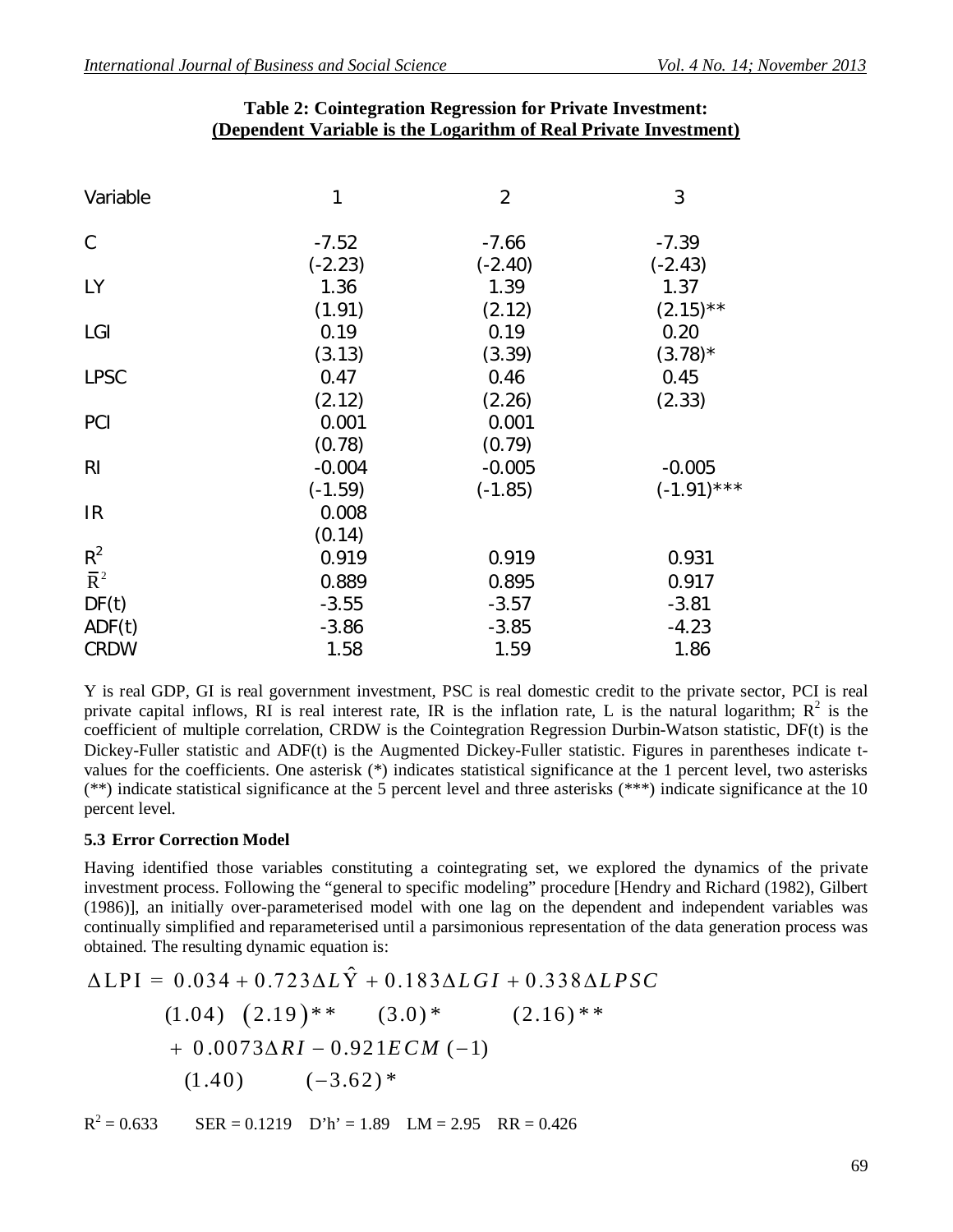**Table 2: Cointegration Regression for Private Investment: (Dependent Variable is the Logarithm of Real Private Investment)**

| Variable | 1 | 2 | 3 |
|---|---|---|---|
| C | -7.52 | -7.66 | -7.39 |
| | (-2.23) | (-2.40) | (-2.43) |
| LY | 1.36 | 1.39 | 1.37 |
| | (1.91) | (2.12) | (2.15)** |
| LGI | 0.19 | 0.19 | 0.20 |
| | (3.13) | (3.39) | (3.78)* |
| LPSC | 0.47 | 0.46 | 0.45 |
| | (2.12) | (2.26) | (2.33) |
| PCI | 0.001 | 0.001 | |
| | (0.78) | (0.79) | |
| RI | -0.004 | -0.005 | -0.005 |
| | (-1.59) | (-1.85) | (-1.91)*** |
| IR | 0.008 | | |
| | (0.14) | | |
| $R^2$ | 0.919 | 0.919 | 0.931 |
| $\bar{R}^2$ | 0.889 | 0.895 | 0.917 |
| DF(t) | -3.55 | -3.57 | -3.81 |
| ADF(t) | -3.86 | -3.85 | -4.23 |
| CRDW | 1.58 | 1.59 | 1.86 |

Y is real GDP, GI is real government investment, PSC is real domestic credit to the private sector, PCI is real private capital inflows, RI is real interest rate, IR is the inflation rate, L is the natural logarithm; $R^2$ is the coefficient of multiple correlation, CRDW is the Cointegration Regression Durbin-Watson statistic, DF(t) is the Dickey-Fuller statistic and ADF(t) is the Augmented Dickey-Fuller statistic. Figures in parentheses indicate t-values for the coefficients. One asterisk (*) indicates statistical significance at the 1 percent level, two asterisks (**) indicate statistical significance at the 5 percent level and three asterisks (***) indicate significance at the 10 percent level.

### 5.3 Error Correction Model

Having identified those variables constituting a cointegrating set, we explored the dynamics of the private investment process. Following the "general to specific modeling" procedure [Hendry and Richard (1982), Gilbert (1986)], an initially over-parameterised model with one lag on the dependent and independent variables was continually simplified and reparameterised until a parsimonious representation of the data generation process was obtained. The resulting dynamic equation is:

$$\begin{aligned}
\Delta LPI = \; & 0.034 + 0.723\Delta L\hat{Y} + 0.183\Delta LGI + 0.338\Delta LPSC \\
& (1.04) \quad (2.19)^{**} \quad (3.0)^{*} \quad (2.16)^{**} \\
& + 0.0073\Delta RI - 0.921 ECM(-1) \\
& \quad (1.40) \quad (-3.62)^{*}
\end{aligned}$$

$R^2 = 0.633$ SER = 0.1219 D'h' = 1.89 LM = 2.95 RR = 0.426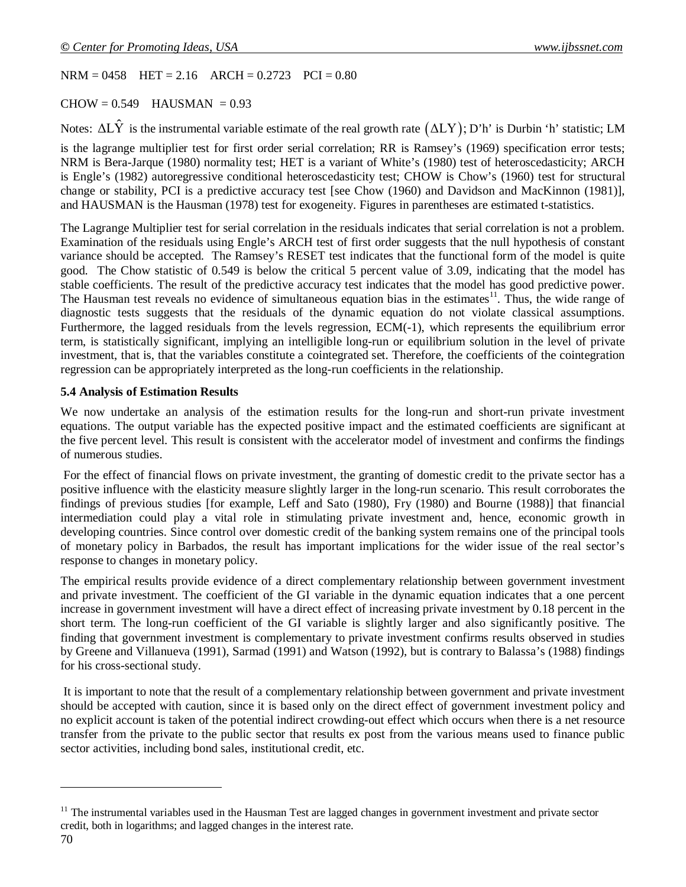NRM = 0458    HET = 2.16    ARCH = 0.2723    PCI = 0.80

CHOW = 0.549    HAUSMAN = 0.93

Notes: $\Delta L\hat{Y}$ is the instrumental variable estimate of the real growth rate $(\Delta LY)$; D'h' is Durbin 'h' statistic; LM is the lagrange multiplier test for first order serial correlation; RR is Ramsey's (1969) specification error tests; NRM is Bera-Jarque (1980) normality test; HET is a variant of White's (1980) test of heteroscedasticity; ARCH is Engle's (1982) autoregressive conditional heteroscedasticity test; CHOW is Chow's (1960) test for structural change or stability, PCI is a predictive accuracy test [see Chow (1960) and Davidson and MacKinnon (1981)], and HAUSMAN is the Hausman (1978) test for exogeneity. Figures in parentheses are estimated t-statistics.

The Lagrange Multiplier test for serial correlation in the residuals indicates that serial correlation is not a problem. Examination of the residuals using Engle's ARCH test of first order suggests that the null hypothesis of constant variance should be accepted. The Ramsey's RESET test indicates that the functional form of the model is quite good. The Chow statistic of 0.549 is below the critical 5 percent value of 3.09, indicating that the model has stable coefficients. The result of the predictive accuracy test indicates that the model has good predictive power. The Hausman test reveals no evidence of simultaneous equation bias in the estimates[11]. Thus, the wide range of diagnostic tests suggests that the residuals of the dynamic equation do not violate classical assumptions. Furthermore, the lagged residuals from the levels regression, ECM(-1), which represents the equilibrium error term, is statistically significant, implying an intelligible long-run or equilibrium solution in the level of private investment, that is, that the variables constitute a cointegrated set. Therefore, the coefficients of the cointegration regression can be appropriately interpreted as the long-run coefficients in the relationship.

### 5.4 Analysis of Estimation Results

We now undertake an analysis of the estimation results for the long-run and short-run private investment equations. The output variable has the expected positive impact and the estimated coefficients are significant at the five percent level. This result is consistent with the accelerator model of investment and confirms the findings of numerous studies.

For the effect of financial flows on private investment, the granting of domestic credit to the private sector has a positive influence with the elasticity measure slightly larger in the long-run scenario. This result corroborates the findings of previous studies [for example, Leff and Sato (1980), Fry (1980) and Bourne (1988)] that financial intermediation could play a vital role in stimulating private investment and, hence, economic growth in developing countries. Since control over domestic credit of the banking system remains one of the principal tools of monetary policy in Barbados, the result has important implications for the wider issue of the real sector's response to changes in monetary policy.

The empirical results provide evidence of a direct complementary relationship between government investment and private investment. The coefficient of the GI variable in the dynamic equation indicates that a one percent increase in government investment will have a direct effect of increasing private investment by 0.18 percent in the short term. The long-run coefficient of the GI variable is slightly larger and also significantly positive. The finding that government investment is complementary to private investment confirms results observed in studies by Greene and Villanueva (1991), Sarmad (1991) and Watson (1992), but is contrary to Balassa's (1988) findings for his cross-sectional study.

It is important to note that the result of a complementary relationship between government and private investment should be accepted with caution, since it is based only on the direct effect of government investment policy and no explicit account is taken of the potential indirect crowding-out effect which occurs when there is a net resource transfer from the private to the public sector that results ex post from the various means used to finance public sector activities, including bond sales, institutional credit, etc.

[11] The instrumental variables used in the Hausman Test are lagged changes in government investment and private sector credit, both in logarithms; and lagged changes in the interest rate.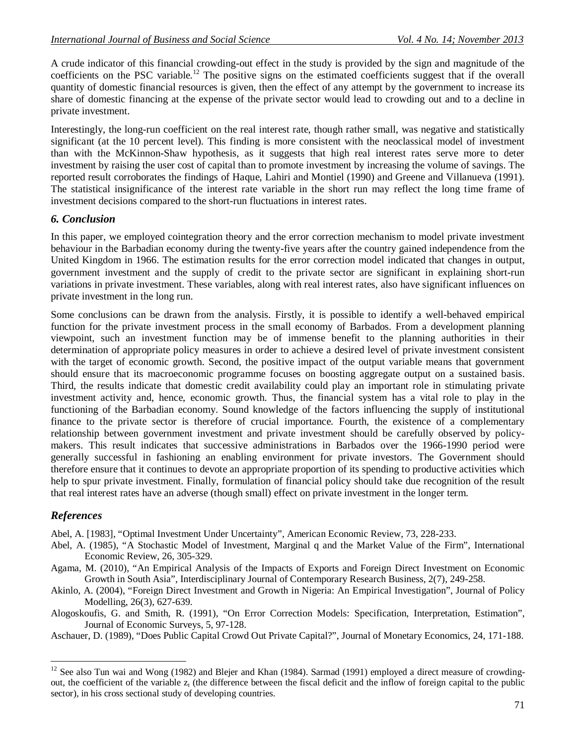A crude indicator of this financial crowding-out effect in the study is provided by the sign and magnitude of the coefficients on the PSC variable.[12] The positive signs on the estimated coefficients suggest that if the overall quantity of domestic financial resources is given, then the effect of any attempt by the government to increase its share of domestic financing at the expense of the private sector would lead to crowding out and to a decline in private investment.

Interestingly, the long-run coefficient on the real interest rate, though rather small, was negative and statistically significant (at the 10 percent level). This finding is more consistent with the neoclassical model of investment than with the McKinnon-Shaw hypothesis, as it suggests that high real interest rates serve more to deter investment by raising the user cost of capital than to promote investment by increasing the volume of savings. The reported result corroborates the findings of Haque, Lahiri and Montiel (1990) and Greene and Villanueva (1991). The statistical insignificance of the interest rate variable in the short run may reflect the long time frame of investment decisions compared to the short-run fluctuations in interest rates.

## *6. Conclusion*

In this paper, we employed cointegration theory and the error correction mechanism to model private investment behaviour in the Barbadian economy during the twenty-five years after the country gained independence from the United Kingdom in 1966. The estimation results for the error correction model indicated that changes in output, government investment and the supply of credit to the private sector are significant in explaining short-run variations in private investment. These variables, along with real interest rates, also have significant influences on private investment in the long run.

Some conclusions can be drawn from the analysis. Firstly, it is possible to identify a well-behaved empirical function for the private investment process in the small economy of Barbados. From a development planning viewpoint, such an investment function may be of immense benefit to the planning authorities in their determination of appropriate policy measures in order to achieve a desired level of private investment consistent with the target of economic growth. Second, the positive impact of the output variable means that government should ensure that its macroeconomic programme focuses on boosting aggregate output on a sustained basis. Third, the results indicate that domestic credit availability could play an important role in stimulating private investment activity and, hence, economic growth. Thus, the financial system has a vital role to play in the functioning of the Barbadian economy. Sound knowledge of the factors influencing the supply of institutional finance to the private sector is therefore of crucial importance. Fourth, the existence of a complementary relationship between government investment and private investment should be carefully observed by policy-makers. This result indicates that successive administrations in Barbados over the 1966-1990 period were generally successful in fashioning an enabling environment for private investors. The Government should therefore ensure that it continues to devote an appropriate proportion of its spending to productive activities which help to spur private investment. Finally, formulation of financial policy should take due recognition of the result that real interest rates have an adverse (though small) effect on private investment in the longer term.

## *References*

Abel, A. [1983], "Optimal Investment Under Uncertainty", American Economic Review, 73, 228-233.

Abel, A. (1985), "A Stochastic Model of Investment, Marginal q and the Market Value of the Firm", International Economic Review, 26, 305-329.

Agama, M. (2010), "An Empirical Analysis of the Impacts of Exports and Foreign Direct Investment on Economic Growth in South Asia", Interdisciplinary Journal of Contemporary Research Business, 2(7), 249-258.

Akinlo, A. (2004), "Foreign Direct Investment and Growth in Nigeria: An Empirical Investigation", Journal of Policy Modelling, 26(3), 627-639.

Alogoskoufis, G. and Smith, R. (1991), "On Error Correction Models: Specification, Interpretation, Estimation", Journal of Economic Surveys, 5, 97-128.

Aschauer, D. (1989), "Does Public Capital Crowd Out Private Capital?", Journal of Monetary Economics, 24, 171-188.

[12] See also Tun wai and Wong (1982) and Blejer and Khan (1984). Sarmad (1991) employed a direct measure of crowding-out, the coefficient of the variable $z_t$ (the difference between the fiscal deficit and the inflow of foreign capital to the public sector), in his cross sectional study of developing countries.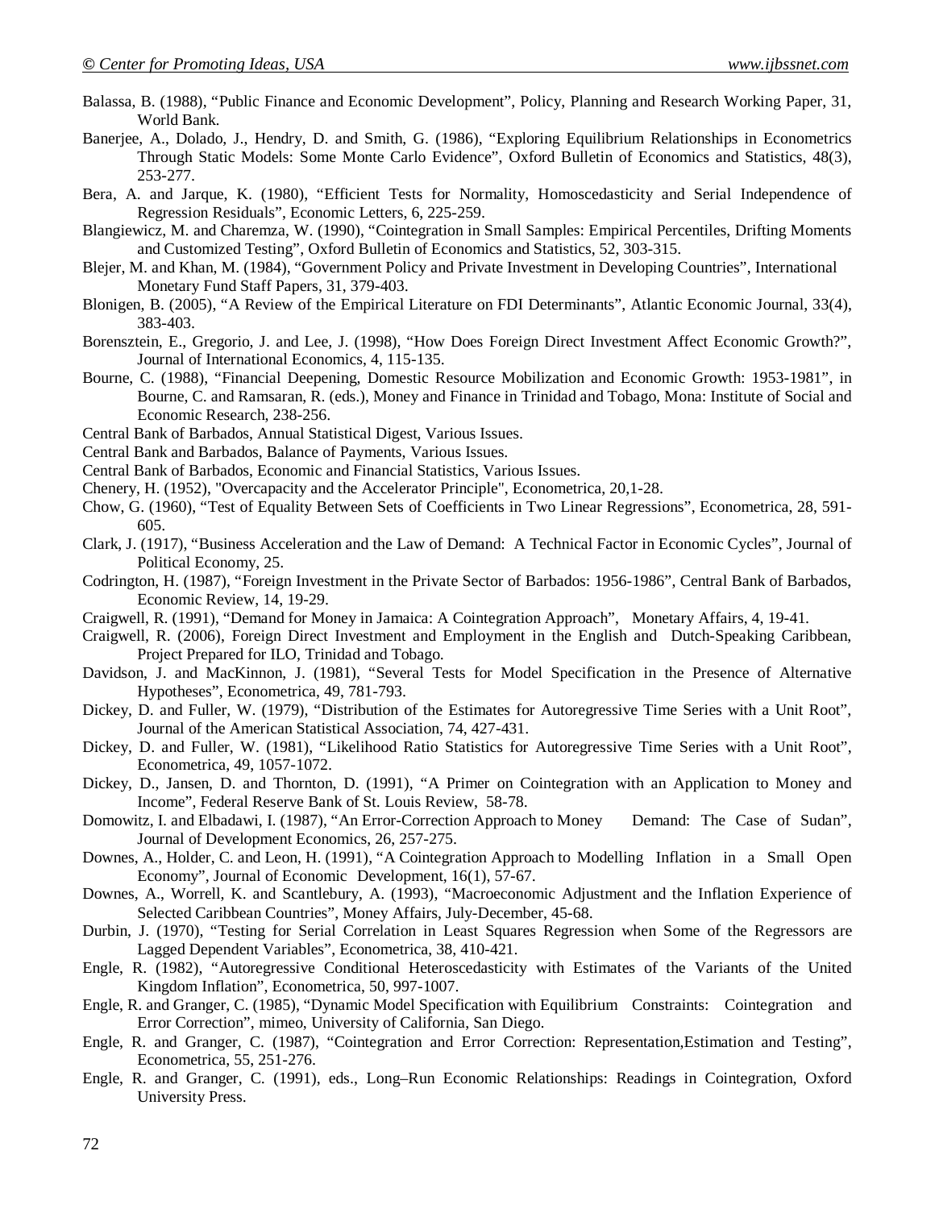Balassa, B. (1988), "Public Finance and Economic Development", Policy, Planning and Research Working Paper, 31, World Bank.

Banerjee, A., Dolado, J., Hendry, D. and Smith, G. (1986), "Exploring Equilibrium Relationships in Econometrics Through Static Models: Some Monte Carlo Evidence", Oxford Bulletin of Economics and Statistics, 48(3), 253-277.

Bera, A. and Jarque, K. (1980), "Efficient Tests for Normality, Homoscedasticity and Serial Independence of Regression Residuals", Economic Letters, 6, 225-259.

Blangiewicz, M. and Charemza, W. (1990), "Cointegration in Small Samples: Empirical Percentiles, Drifting Moments and Customized Testing", Oxford Bulletin of Economics and Statistics, 52, 303-315.

Blejer, M. and Khan, M. (1984), "Government Policy and Private Investment in Developing Countries", International Monetary Fund Staff Papers, 31, 379-403.

Blonigen, B. (2005), "A Review of the Empirical Literature on FDI Determinants", Atlantic Economic Journal, 33(4), 383-403.

Borensztein, E., Gregorio, J. and Lee, J. (1998), "How Does Foreign Direct Investment Affect Economic Growth?", Journal of International Economics, 4, 115-135.

Bourne, C. (1988), "Financial Deepening, Domestic Resource Mobilization and Economic Growth: 1953-1981", in Bourne, C. and Ramsaran, R. (eds.), Money and Finance in Trinidad and Tobago, Mona: Institute of Social and Economic Research, 238-256.

Central Bank of Barbados, Annual Statistical Digest, Various Issues.

Central Bank and Barbados, Balance of Payments, Various Issues.

Central Bank of Barbados, Economic and Financial Statistics, Various Issues.

Chenery, H. (1952), "Overcapacity and the Accelerator Principle", Econometrica, 20,1-28.

Chow, G. (1960), "Test of Equality Between Sets of Coefficients in Two Linear Regressions", Econometrica, 28, 591-605.

Clark, J. (1917), "Business Acceleration and the Law of Demand: A Technical Factor in Economic Cycles", Journal of Political Economy, 25.

Codrington, H. (1987), "Foreign Investment in the Private Sector of Barbados: 1956-1986", Central Bank of Barbados, Economic Review, 14, 19-29.

Craigwell, R. (1991), "Demand for Money in Jamaica: A Cointegration Approach", Monetary Affairs, 4, 19-41.

Craigwell, R. (2006), Foreign Direct Investment and Employment in the English and Dutch-Speaking Caribbean, Project Prepared for ILO, Trinidad and Tobago.

Davidson, J. and MacKinnon, J. (1981), "Several Tests for Model Specification in the Presence of Alternative Hypotheses", Econometrica, 49, 781-793.

Dickey, D. and Fuller, W. (1979), "Distribution of the Estimates for Autoregressive Time Series with a Unit Root", Journal of the American Statistical Association, 74, 427-431.

Dickey, D. and Fuller, W. (1981), "Likelihood Ratio Statistics for Autoregressive Time Series with a Unit Root", Econometrica, 49, 1057-1072.

Dickey, D., Jansen, D. and Thornton, D. (1991), "A Primer on Cointegration with an Application to Money and Income", Federal Reserve Bank of St. Louis Review, 58-78.

Domowitz, I. and Elbadawi, I. (1987), "An Error-Correction Approach to Money Demand: The Case of Sudan", Journal of Development Economics, 26, 257-275.

Downes, A., Holder, C. and Leon, H. (1991), "A Cointegration Approach to Modelling Inflation in a Small Open Economy", Journal of Economic Development, 16(1), 57-67.

Downes, A., Worrell, K. and Scantlebury, A. (1993), "Macroeconomic Adjustment and the Inflation Experience of Selected Caribbean Countries", Money Affairs, July-December, 45-68.

Durbin, J. (1970), "Testing for Serial Correlation in Least Squares Regression when Some of the Regressors are Lagged Dependent Variables", Econometrica, 38, 410-421.

Engle, R. (1982), "Autoregressive Conditional Heteroscedasticity with Estimates of the Variants of the United Kingdom Inflation", Econometrica, 50, 997-1007.

Engle, R. and Granger, C. (1985), "Dynamic Model Specification with Equilibrium Constraints: Cointegration and Error Correction", mimeo, University of California, San Diego.

Engle, R. and Granger, C. (1987), "Cointegration and Error Correction: Representation,Estimation and Testing", Econometrica, 55, 251-276.

Engle, R. and Granger, C. (1991), eds., Long–Run Economic Relationships: Readings in Cointegration, Oxford University Press.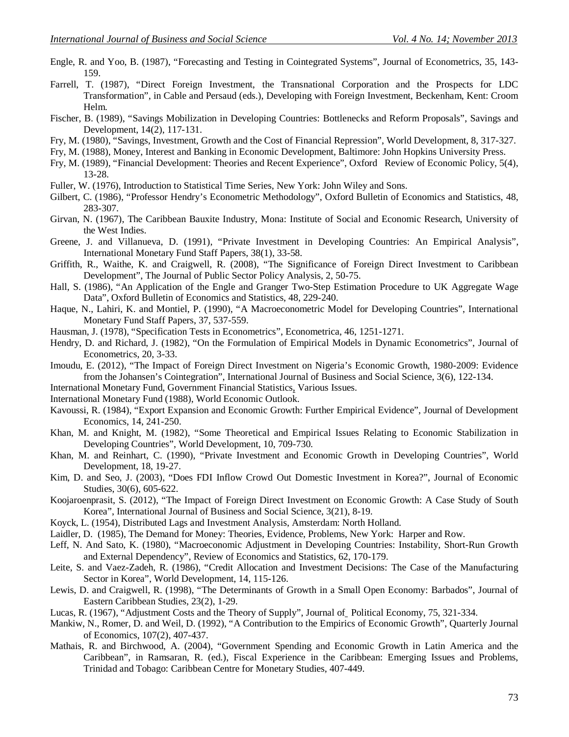Engle, R. and Yoo, B. (1987), "Forecasting and Testing in Cointegrated Systems", Journal of Econometrics, 35, 143-159.

Farrell, T. (1987), "Direct Foreign Investment, the Transnational Corporation and the Prospects for LDC Transformation", in Cable and Persaud (eds.), Developing with Foreign Investment, Beckenham, Kent: Croom Helm.

Fischer, B. (1989), "Savings Mobilization in Developing Countries: Bottlenecks and Reform Proposals", Savings and Development, 14(2), 117-131.

Fry, M. (1980), "Savings, Investment, Growth and the Cost of Financial Repression", World Development, 8, 317-327.

Fry, M. (1988), Money, Interest and Banking in Economic Development, Baltimore: John Hopkins University Press.

Fry, M. (1989), "Financial Development: Theories and Recent Experience", Oxford Review of Economic Policy, 5(4), 13-28.

Fuller, W. (1976), Introduction to Statistical Time Series, New York: John Wiley and Sons.

Gilbert, C. (1986), "Professor Hendry's Econometric Methodology", Oxford Bulletin of Economics and Statistics, 48, 283-307.

Girvan, N. (1967), The Caribbean Bauxite Industry, Mona: Institute of Social and Economic Research, University of the West Indies.

Greene, J. and Villanueva, D. (1991), "Private Investment in Developing Countries: An Empirical Analysis", International Monetary Fund Staff Papers, 38(1), 33-58.

Griffith, R., Waithe, K. and Craigwell, R. (2008), "The Significance of Foreign Direct Investment to Caribbean Development", The Journal of Public Sector Policy Analysis, 2, 50-75.

Hall, S. (1986), "An Application of the Engle and Granger Two-Step Estimation Procedure to UK Aggregate Wage Data", Oxford Bulletin of Economics and Statistics, 48, 229-240.

Haque, N., Lahiri, K. and Montiel, P. (1990), "A Macroeconometric Model for Developing Countries", International Monetary Fund Staff Papers, 37, 537-559.

Hausman, J. (1978), "Specification Tests in Econometrics", Econometrica, 46, 1251-1271.

Hendry, D. and Richard, J. (1982), "On the Formulation of Empirical Models in Dynamic Econometrics", Journal of Econometrics, 20, 3-33.

Imoudu, E. (2012), "The Impact of Foreign Direct Investment on Nigeria's Economic Growth, 1980-2009: Evidence from the Johansen's Cointegration", International Journal of Business and Social Science, 3(6), 122-134.

International Monetary Fund, Government Financial Statistics, Various Issues.

International Monetary Fund (1988), World Economic Outlook.

Kavoussi, R. (1984), "Export Expansion and Economic Growth: Further Empirical Evidence", Journal of Development Economics, 14, 241-250.

Khan, M. and Knight, M. (1982), "Some Theoretical and Empirical Issues Relating to Economic Stabilization in Developing Countries", World Development, 10, 709-730.

Khan, M. and Reinhart, C. (1990), "Private Investment and Economic Growth in Developing Countries", World Development, 18, 19-27.

Kim, D. and Seo, J. (2003), "Does FDI Inflow Crowd Out Domestic Investment in Korea?", Journal of Economic Studies, 30(6), 605-622.

Koojaroenprasit, S. (2012), "The Impact of Foreign Direct Investment on Economic Growth: A Case Study of South Korea", International Journal of Business and Social Science, 3(21), 8-19.

Koyck, L. (1954), Distributed Lags and Investment Analysis, Amsterdam: North Holland.

Laidler, D. (1985), The Demand for Money: Theories, Evidence, Problems, New York: Harper and Row.

Leff, N. And Sato, K. (1980), "Macroeconomic Adjustment in Developing Countries: Instability, Short-Run Growth and External Dependency", Review of Economics and Statistics, 62, 170-179.

Leite, S. and Vaez-Zadeh, R. (1986), "Credit Allocation and Investment Decisions: The Case of the Manufacturing Sector in Korea", World Development, 14, 115-126.

Lewis, D. and Craigwell, R. (1998), "The Determinants of Growth in a Small Open Economy: Barbados", Journal of Eastern Caribbean Studies, 23(2), 1-29.

Lucas, R. (1967), "Adjustment Costs and the Theory of Supply", Journal of Political Economy, 75, 321-334.

Mankiw, N., Romer, D. and Weil, D. (1992), "A Contribution to the Empirics of Economic Growth", Quarterly Journal of Economics, 107(2), 407-437.

Mathais, R. and Birchwood, A. (2004), "Government Spending and Economic Growth in Latin America and the Caribbean", in Ramsaran, R. (ed.), Fiscal Experience in the Caribbean: Emerging Issues and Problems, Trinidad and Tobago: Caribbean Centre for Monetary Studies, 407-449.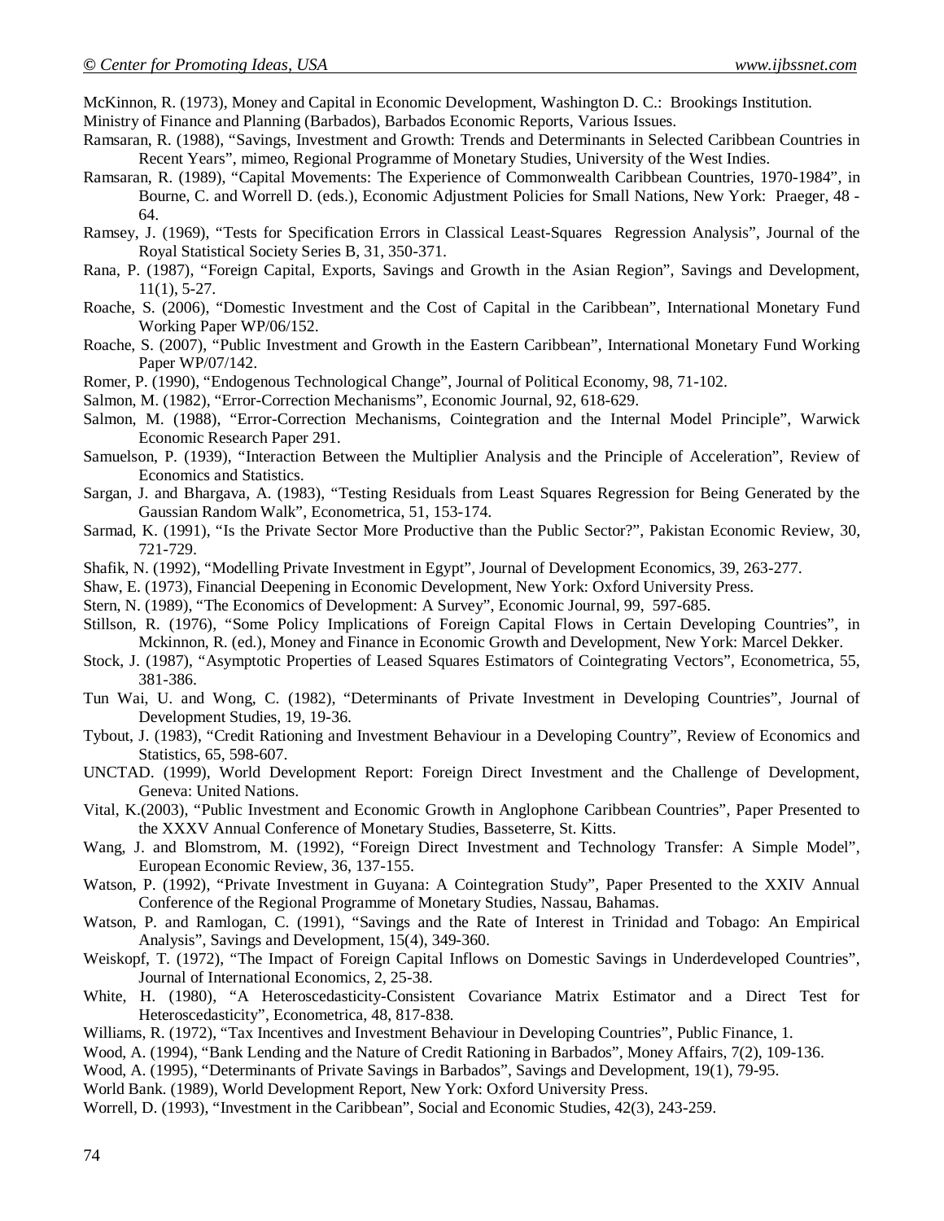McKinnon, R. (1973), Money and Capital in Economic Development, Washington D. C.: Brookings Institution.

Ministry of Finance and Planning (Barbados), Barbados Economic Reports, Various Issues.

Ramsaran, R. (1988), "Savings, Investment and Growth: Trends and Determinants in Selected Caribbean Countries in Recent Years", mimeo, Regional Programme of Monetary Studies, University of the West Indies.

Ramsaran, R. (1989), "Capital Movements: The Experience of Commonwealth Caribbean Countries, 1970-1984", in Bourne, C. and Worrell D. (eds.), Economic Adjustment Policies for Small Nations, New York: Praeger, 48 - 64.

Ramsey, J. (1969), "Tests for Specification Errors in Classical Least-Squares Regression Analysis", Journal of the Royal Statistical Society Series B, 31, 350-371.

Rana, P. (1987), "Foreign Capital, Exports, Savings and Growth in the Asian Region", Savings and Development, 11(1), 5-27.

Roache, S. (2006), "Domestic Investment and the Cost of Capital in the Caribbean", International Monetary Fund Working Paper WP/06/152.

Roache, S. (2007), "Public Investment and Growth in the Eastern Caribbean", International Monetary Fund Working Paper WP/07/142.

Romer, P. (1990), "Endogenous Technological Change", Journal of Political Economy, 98, 71-102.

Salmon, M. (1982), "Error-Correction Mechanisms", Economic Journal, 92, 618-629.

Salmon, M. (1988), "Error-Correction Mechanisms, Cointegration and the Internal Model Principle", Warwick Economic Research Paper 291.

Samuelson, P. (1939), "Interaction Between the Multiplier Analysis and the Principle of Acceleration", Review of Economics and Statistics.

Sargan, J. and Bhargava, A. (1983), "Testing Residuals from Least Squares Regression for Being Generated by the Gaussian Random Walk", Econometrica, 51, 153-174.

Sarmad, K. (1991), "Is the Private Sector More Productive than the Public Sector?", Pakistan Economic Review, 30, 721-729.

Shafik, N. (1992), "Modelling Private Investment in Egypt", Journal of Development Economics, 39, 263-277.

Shaw, E. (1973), Financial Deepening in Economic Development, New York: Oxford University Press.

Stern, N. (1989), "The Economics of Development: A Survey", Economic Journal, 99, 597-685.

Stillson, R. (1976), "Some Policy Implications of Foreign Capital Flows in Certain Developing Countries", in Mckinnon, R. (ed.), Money and Finance in Economic Growth and Development, New York: Marcel Dekker.

Stock, J. (1987), "Asymptotic Properties of Leased Squares Estimators of Cointegrating Vectors", Econometrica, 55, 381-386.

Tun Wai, U. and Wong, C. (1982), "Determinants of Private Investment in Developing Countries", Journal of Development Studies, 19, 19-36.

Tybout, J. (1983), "Credit Rationing and Investment Behaviour in a Developing Country", Review of Economics and Statistics, 65, 598-607.

UNCTAD. (1999), World Development Report: Foreign Direct Investment and the Challenge of Development, Geneva: United Nations.

Vital, K.(2003), "Public Investment and Economic Growth in Anglophone Caribbean Countries", Paper Presented to the XXXV Annual Conference of Monetary Studies, Basseterre, St. Kitts.

Wang, J. and Blomstrom, M. (1992), "Foreign Direct Investment and Technology Transfer: A Simple Model", European Economic Review, 36, 137-155.

Watson, P. (1992), "Private Investment in Guyana: A Cointegration Study", Paper Presented to the XXIV Annual Conference of the Regional Programme of Monetary Studies, Nassau, Bahamas.

Watson, P. and Ramlogan, C. (1991), "Savings and the Rate of Interest in Trinidad and Tobago: An Empirical Analysis", Savings and Development, 15(4), 349-360.

Weiskopf, T. (1972), "The Impact of Foreign Capital Inflows on Domestic Savings in Underdeveloped Countries", Journal of International Economics, 2, 25-38.

White, H. (1980), "A Heteroscedasticity-Consistent Covariance Matrix Estimator and a Direct Test for Heteroscedasticity", Econometrica, 48, 817-838.

Williams, R. (1972), "Tax Incentives and Investment Behaviour in Developing Countries", Public Finance, 1.

Wood, A. (1994), "Bank Lending and the Nature of Credit Rationing in Barbados", Money Affairs, 7(2), 109-136.

Wood, A. (1995), "Determinants of Private Savings in Barbados", Savings and Development, 19(1), 79-95.

World Bank. (1989), World Development Report, New York: Oxford University Press.

Worrell, D. (1993), "Investment in the Caribbean", Social and Economic Studies, 42(3), 243-259.